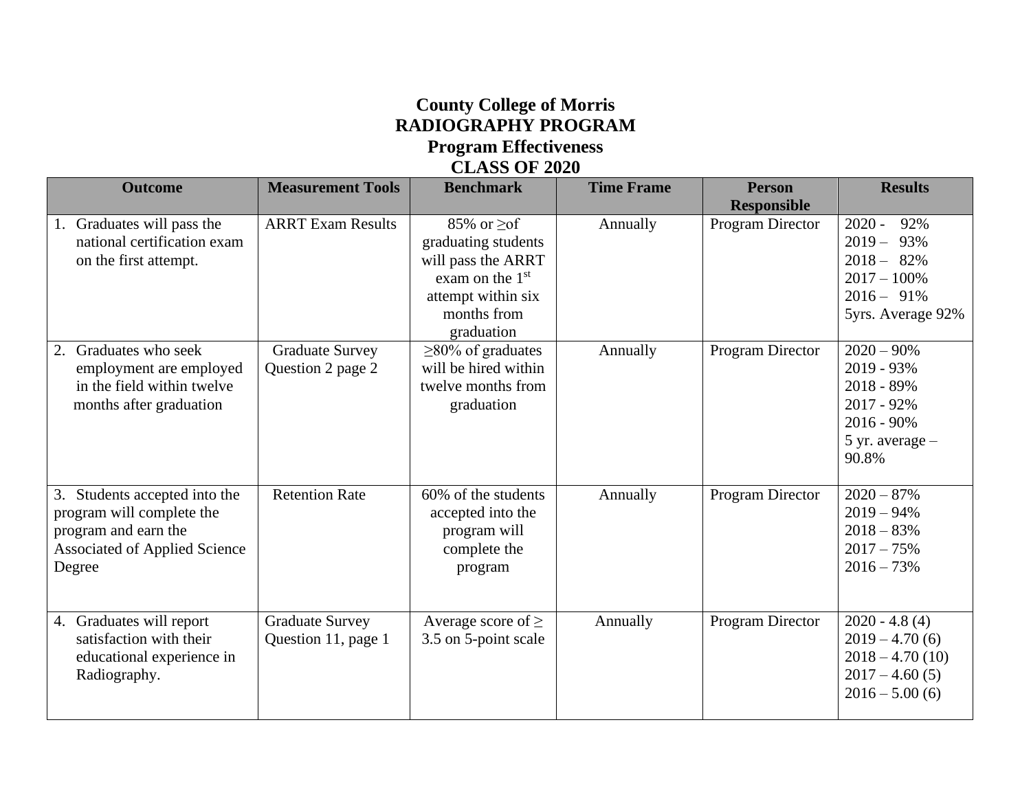# County College of Morris
# RADIOGRAPHY PROGRAM
## Program Effectiveness
## CLASS OF 2020

| Outcome | Measurement Tools | Benchmark | Time Frame | Person Responsible | Results |
|---|---|---|---|---|---|
| 1. Graduates will pass the national certification exam on the first attempt. | ARRT Exam Results | 85% or ≥of graduating students will pass the ARRT exam on the 1st attempt within six months from graduation | Annually | Program Director | 2020 - 92%<br>2019 – 93%<br>2018 – 82%<br>2017 – 100%<br>2016 – 91%<br>5yrs. Average 92% |
| 2. Graduates who seek employment are employed in the field within twelve months after graduation | Graduate Survey Question 2 page 2 | ≥80% of graduates will be hired within twelve months from graduation | Annually | Program Director | 2020 – 90%<br>2019 - 93%<br>2018 - 89%<br>2017 - 92%<br>2016 - 90%<br>5 yr. average – 90.8% |
| 3. Students accepted into the program will complete the program and earn the Associated of Applied Science Degree | Retention Rate | 60% of the students accepted into the program will complete the program | Annually | Program Director | 2020 – 87%<br>2019 – 94%<br>2018 – 83%<br>2017 – 75%<br>2016 – 73% |
| 4. Graduates will report satisfaction with their educational experience in Radiography. | Graduate Survey Question 11, page 1 | Average score of ≥ 3.5 on 5-point scale | Annually | Program Director | 2020 - 4.8 (4)<br>2019 – 4.70 (6)<br>2018 – 4.70 (10)<br>2017 – 4.60 (5)<br>2016 – 5.00 (6) |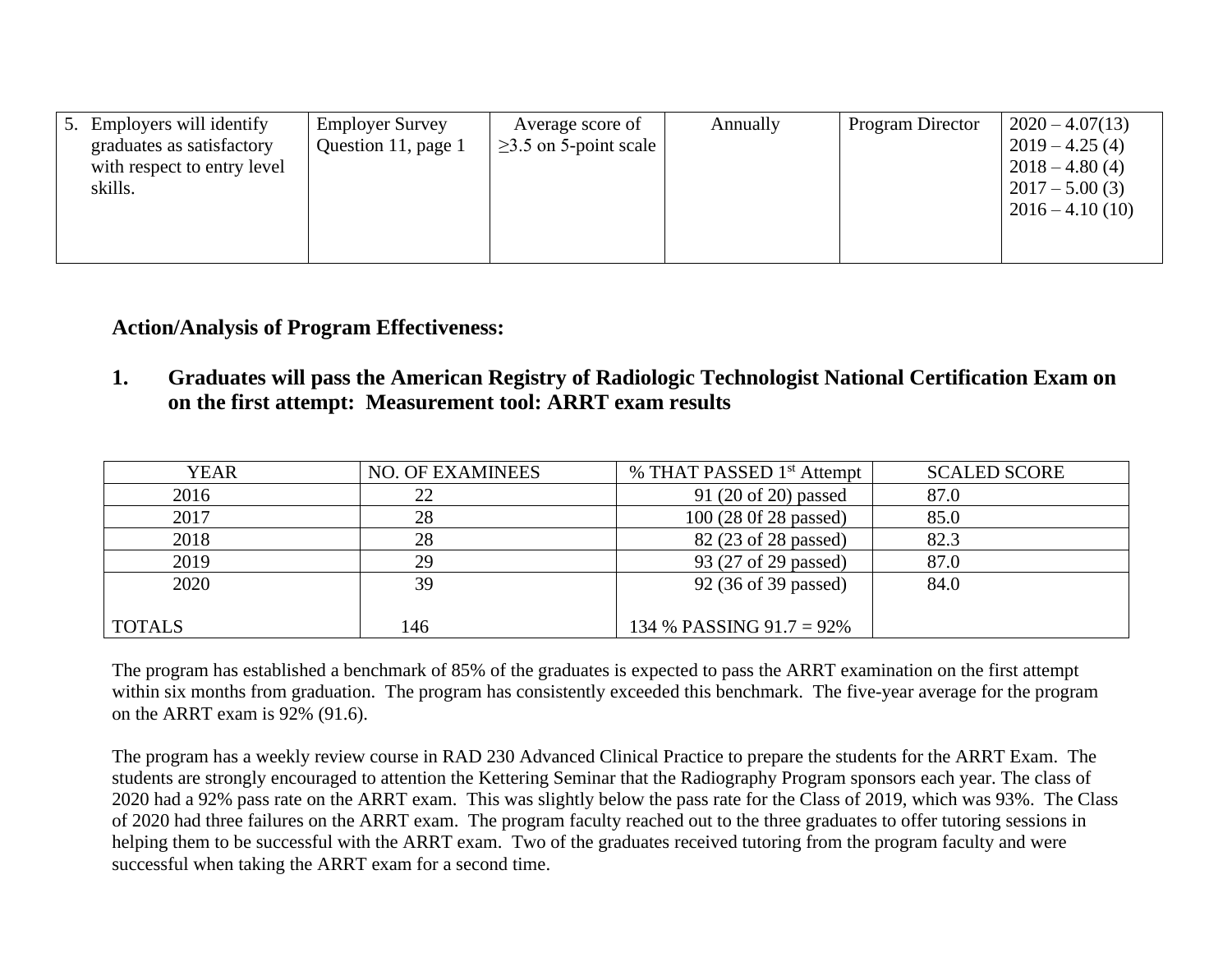| 5. Employers will identify graduates as satisfactory with respect to entry level skills. | Employer Survey Question 11, page 1 | Average score of ≥3.5 on 5-point scale | Annually | Program Director | 2020 – 4.07(13)<br>2019 – 4.25 (4)<br>2018 – 4.80 (4)<br>2017 – 5.00 (3)<br>2016 – 4.10 (10) |
|---|---|---|---|---|---|

**Action/Analysis of Program Effectiveness:**

**1. Graduates will pass the American Registry of Radiologic Technologist National Certification Exam on on the first attempt: Measurement tool: ARRT exam results**

| YEAR | NO. OF EXAMINEES | % THAT PASSED 1st Attempt | SCALED SCORE |
|---|---|---|---|
| 2016 | 22 | 91 (20 of 20) passed | 87.0 |
| 2017 | 28 | 100 (28 0f 28 passed) | 85.0 |
| 2018 | 28 | 82 (23 of 28 passed) | 82.3 |
| 2019 | 29 | 93 (27 of 29 passed) | 87.0 |
| 2020 | 39 | 92 (36 of 39 passed) | 84.0 |
| TOTALS | 146 | 134 % PASSING 91.7 = 92% | |

The program has established a benchmark of 85% of the graduates is expected to pass the ARRT examination on the first attempt within six months from graduation. The program has consistently exceeded this benchmark. The five-year average for the program on the ARRT exam is 92% (91.6).

The program has a weekly review course in RAD 230 Advanced Clinical Practice to prepare the students for the ARRT Exam. The students are strongly encouraged to attention the Kettering Seminar that the Radiography Program sponsors each year. The class of 2020 had a 92% pass rate on the ARRT exam. This was slightly below the pass rate for the Class of 2019, which was 93%. The Class of 2020 had three failures on the ARRT exam. The program faculty reached out to the three graduates to offer tutoring sessions in helping them to be successful with the ARRT exam. Two of the graduates received tutoring from the program faculty and were successful when taking the ARRT exam for a second time.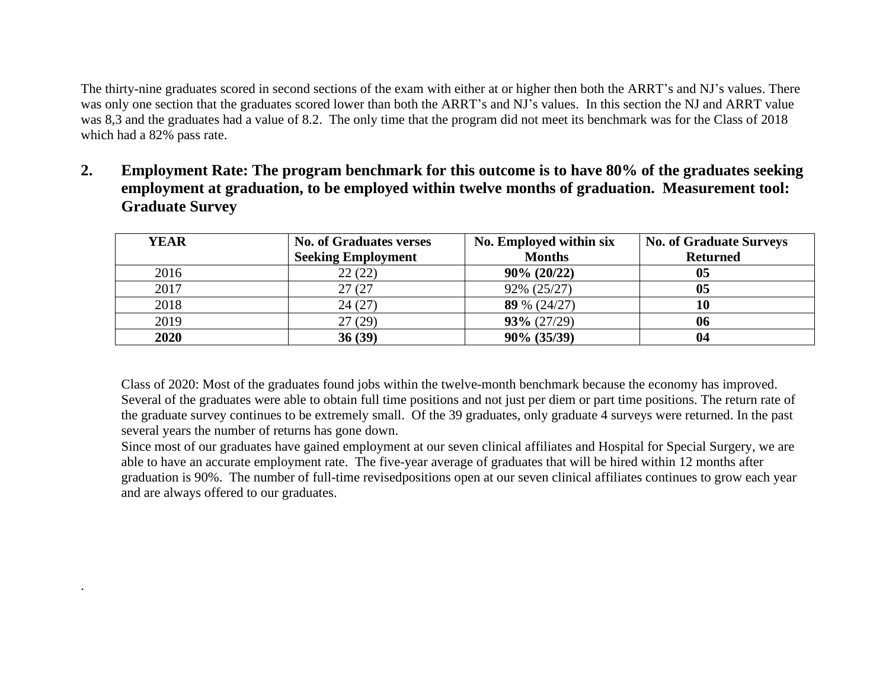The thirty-nine graduates scored in second sections of the exam with either at or higher then both the ARRT's and NJ's values. There was only one section that the graduates scored lower than both the ARRT's and NJ's values. In this section the NJ and ARRT value was 8,3 and the graduates had a value of 8.2. The only time that the program did not meet its benchmark was for the Class of 2018 which had a 82% pass rate.

## 2. Employment Rate: The program benchmark for this outcome is to have 80% of the graduates seeking employment at graduation, to be employed within twelve months of graduation. Measurement tool: Graduate Survey

| YEAR | No. of Graduates verses Seeking Employment | No. Employed within six Months | No. of Graduate Surveys Returned |
|---|---|---|---|
| 2016 | 22 (22) | **90% (20/22)** | **05** |
| 2017 | 27 (27 | 92% (25/27) | **05** |
| 2018 | 24 (27) | **89** % (24/27) | **10** |
| 2019 | 27 (29) | **93%** (27/29) | **06** |
| **2020** | **36 (39)** | **90% (35/39)** | **04** |

Class of 2020: Most of the graduates found jobs within the twelve-month benchmark because the economy has improved. Several of the graduates were able to obtain full time positions and not just per diem or part time positions. The return rate of the graduate survey continues to be extremely small. Of the 39 graduates, only graduate 4 surveys were returned. In the past several years the number of returns has gone down.

Since most of our graduates have gained employment at our seven clinical affiliates and Hospital for Special Surgery, we are able to have an accurate employment rate. The five-year average of graduates that will be hired within 12 months after graduation is 90%. The number of full-time revisedpositions open at our seven clinical affiliates continues to grow each year and are always offered to our graduates.

.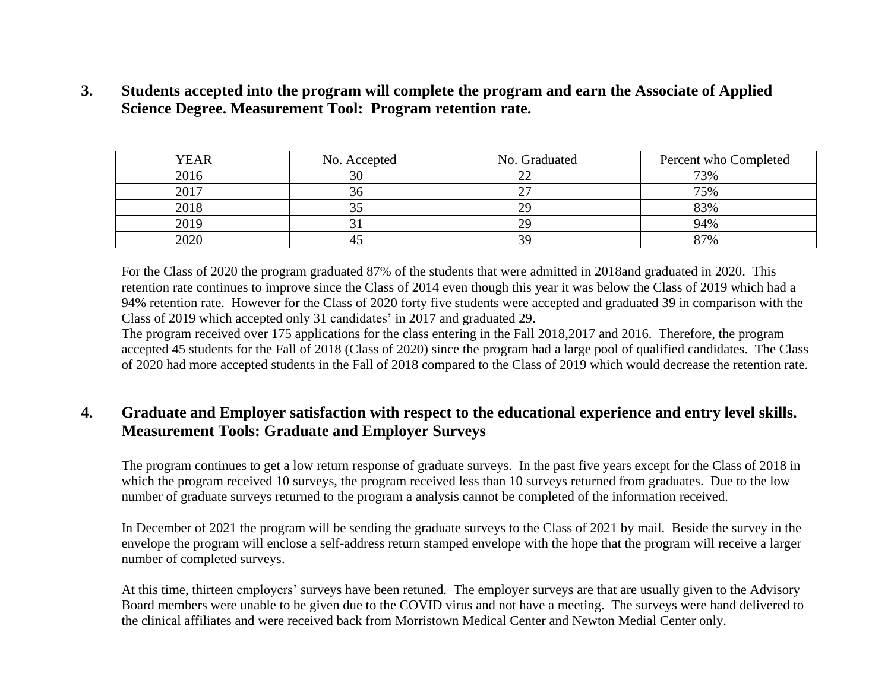**3. Students accepted into the program will complete the program and earn the Associate of Applied Science Degree. Measurement Tool: Program retention rate.**

| YEAR | No. Accepted | No. Graduated | Percent who Completed |
|---|---|---|---|
| 2016 | 30 | 22 | 73% |
| 2017 | 36 | 27 | 75% |
| 2018 | 35 | 29 | 83% |
| 2019 | 31 | 29 | 94% |
| 2020 | 45 | 39 | 87% |

For the Class of 2020 the program graduated 87% of the students that were admitted in 2018and graduated in 2020. This retention rate continues to improve since the Class of 2014 even though this year it was below the Class of 2019 which had a 94% retention rate. However for the Class of 2020 forty five students were accepted and graduated 39 in comparison with the Class of 2019 which accepted only 31 candidates' in 2017 and graduated 29.
The program received over 175 applications for the class entering in the Fall 2018,2017 and 2016. Therefore, the program accepted 45 students for the Fall of 2018 (Class of 2020) since the program had a large pool of qualified candidates. The Class of 2020 had more accepted students in the Fall of 2018 compared to the Class of 2019 which would decrease the retention rate.

**4. Graduate and Employer satisfaction with respect to the educational experience and entry level skills. Measurement Tools: Graduate and Employer Surveys**

The program continues to get a low return response of graduate surveys. In the past five years except for the Class of 2018 in which the program received 10 surveys, the program received less than 10 surveys returned from graduates. Due to the low number of graduate surveys returned to the program a analysis cannot be completed of the information received.

In December of 2021 the program will be sending the graduate surveys to the Class of 2021 by mail. Beside the survey in the envelope the program will enclose a self-address return stamped envelope with the hope that the program will receive a larger number of completed surveys.

At this time, thirteen employers' surveys have been retuned. The employer surveys are that are usually given to the Advisory Board members were unable to be given due to the COVID virus and not have a meeting. The surveys were hand delivered to the clinical affiliates and were received back from Morristown Medical Center and Newton Medial Center only.